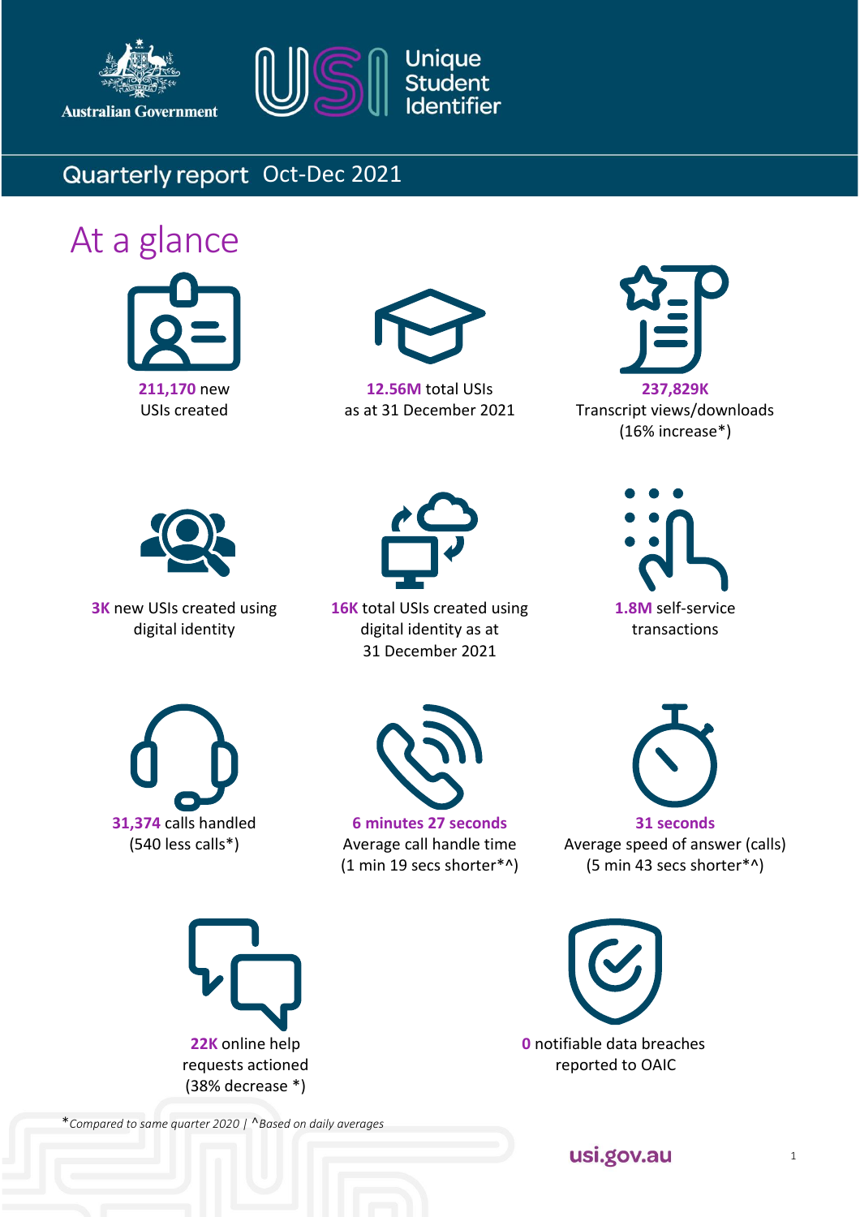Australian Government

Unique Student Identifier

# Quarterly report Oct-Dec 2021

## At a glance

**211,170** new USIs created

**12.56M** total USIs as at 31 December 2021

**237,829K** Transcript views/downloads (16% increase*)

**3K** new USIs created using digital identity

**16K** total USIs created using digital identity as at 31 December 2021

**1.8M** self-service transactions

**31,374** calls handled (540 less calls*)

**6 minutes 27 seconds** Average call handle time (1 min 19 secs shorter*^)

**31 seconds** Average speed of answer (calls) (5 min 43 secs shorter*^)

**22K** online help requests actioned (38% decrease *)

**0** notifiable data breaches reported to OAIC

**Compared to same quarter 2020* | ^*Based on daily averages*

usi.gov.au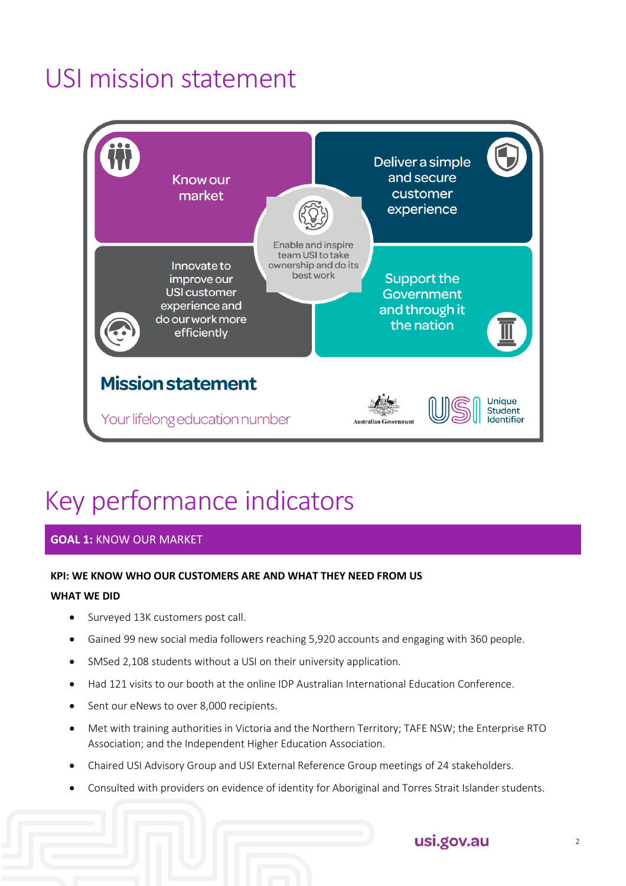# USI mission statement

Know our market

Deliver a simple and secure customer experience

Enable and inspire team USI to take ownership and do its best work

Innovate to improve our USI customer experience and do our work more efficiently

Support the Government and through it the nation

**Mission statement**

Your lifelong education number

Australian Government

USI Unique Student Identifier

# Key performance indicators

## GOAL 1: KNOW OUR MARKET

**KPI: WE KNOW WHO OUR CUSTOMERS ARE AND WHAT THEY NEED FROM US**

**WHAT WE DID**

- Surveyed 13K customers post call.
- Gained 99 new social media followers reaching 5,920 accounts and engaging with 360 people.
- SMSed 2,108 students without a USI on their university application.
- Had 121 visits to our booth at the online IDP Australian International Education Conference.
- Sent our eNews to over 8,000 recipients.
- Met with training authorities in Victoria and the Northern Territory; TAFE NSW; the Enterprise RTO Association; and the Independent Higher Education Association.
- Chaired USI Advisory Group and USI External Reference Group meetings of 24 stakeholders.
- Consulted with providers on evidence of identity for Aboriginal and Torres Strait Islander students.

usi.gov.au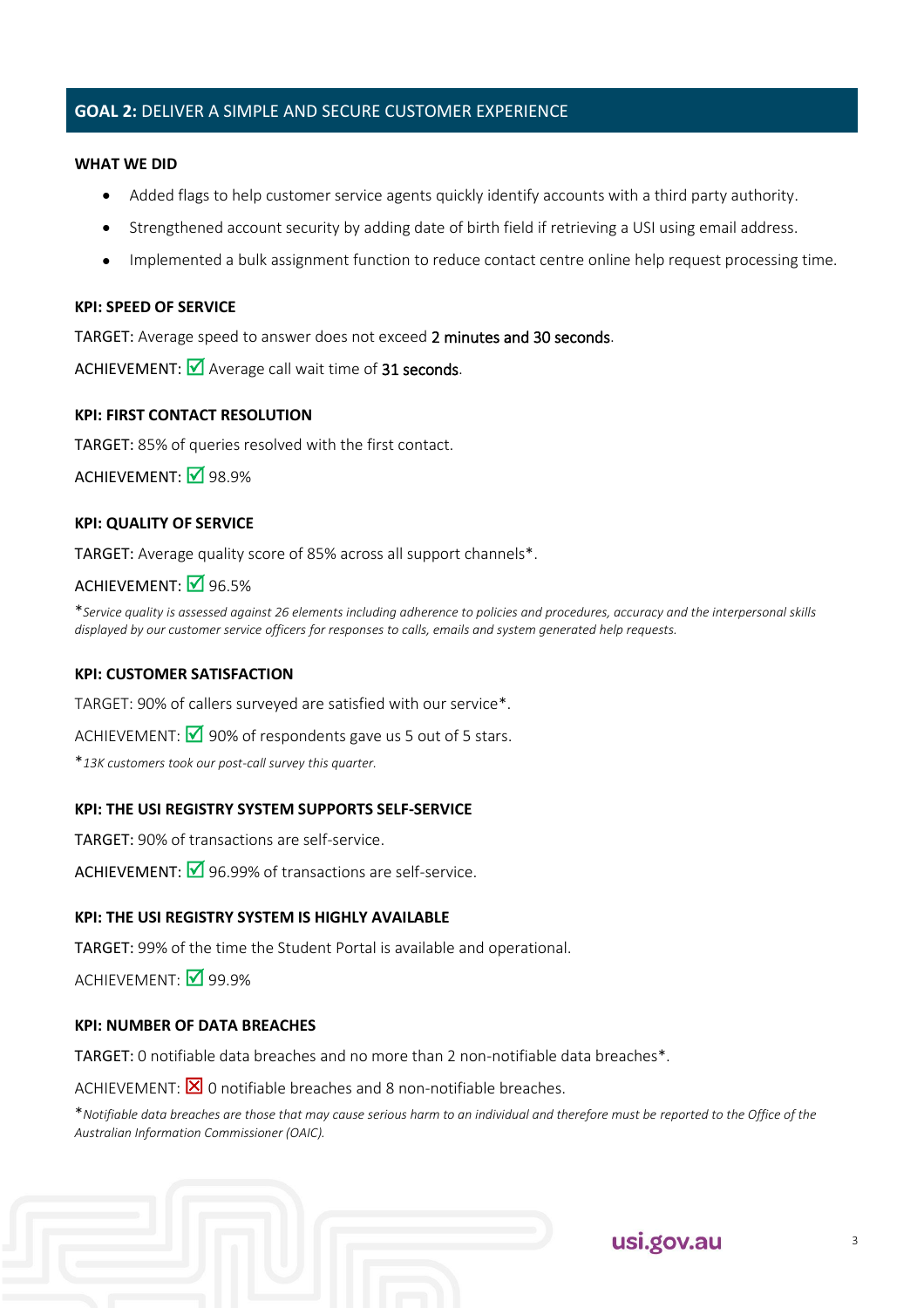## GOAL 2: DELIVER A SIMPLE AND SECURE CUSTOMER EXPERIENCE

**WHAT WE DID**

- Added flags to help customer service agents quickly identify accounts with a third party authority.
- Strengthened account security by adding date of birth field if retrieving a USI using email address.
- Implemented a bulk assignment function to reduce contact centre online help request processing time.

**KPI: SPEED OF SERVICE**

TARGET: Average speed to answer does not exceed 2 minutes and 30 seconds.

ACHIEVEMENT: ☑ Average call wait time of 31 seconds.

**KPI: FIRST CONTACT RESOLUTION**

TARGET: 85% of queries resolved with the first contact.

ACHIEVEMENT: ☑ 98.9%

**KPI: QUALITY OF SERVICE**

TARGET: Average quality score of 85% across all support channels*.

ACHIEVEMENT: ☑ 96.5%

**Service quality is assessed against 26 elements including adherence to policies and procedures, accuracy and the interpersonal skills displayed by our customer service officers for responses to calls, emails and system generated help requests.*

**KPI: CUSTOMER SATISFACTION**

TARGET: 90% of callers surveyed are satisfied with our service*.

ACHIEVEMENT: ☑ 90% of respondents gave us 5 out of 5 stars.

**13K customers took our post-call survey this quarter.*

**KPI: THE USI REGISTRY SYSTEM SUPPORTS SELF-SERVICE**

TARGET: 90% of transactions are self-service.

ACHIEVEMENT: ☑ 96.99% of transactions are self-service.

**KPI: THE USI REGISTRY SYSTEM IS HIGHLY AVAILABLE**

TARGET: 99% of the time the Student Portal is available and operational.

ACHIEVEMENT: ☑ 99.9%

**KPI: NUMBER OF DATA BREACHES**

TARGET: 0 notifiable data breaches and no more than 2 non-notifiable data breaches*.

ACHIEVEMENT: ☒ 0 notifiable breaches and 8 non-notifiable breaches.

**Notifiable data breaches are those that may cause serious harm to an individual and therefore must be reported to the Office of the Australian Information Commissioner (OAIC).*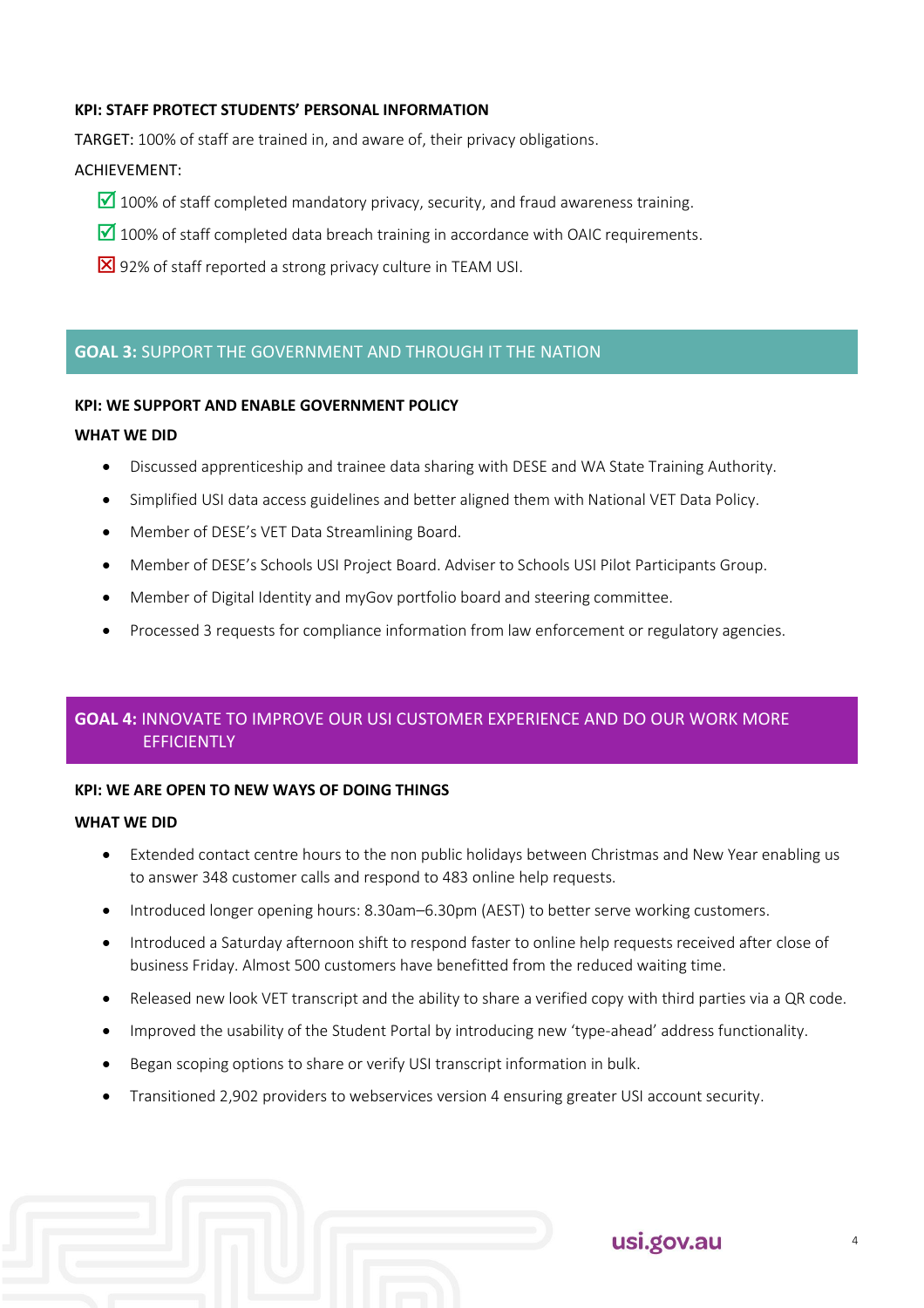**KPI: STAFF PROTECT STUDENTS' PERSONAL INFORMATION**

TARGET: 100% of staff are trained in, and aware of, their privacy obligations.

ACHIEVEMENT:

- ☑ 100% of staff completed mandatory privacy, security, and fraud awareness training.
- ☑ 100% of staff completed data breach training in accordance with OAIC requirements.
- ☒ 92% of staff reported a strong privacy culture in TEAM USI.

## GOAL 3: SUPPORT THE GOVERNMENT AND THROUGH IT THE NATION

**KPI: WE SUPPORT AND ENABLE GOVERNMENT POLICY**

**WHAT WE DID**

- Discussed apprenticeship and trainee data sharing with DESE and WA State Training Authority.
- Simplified USI data access guidelines and better aligned them with National VET Data Policy.
- Member of DESE's VET Data Streamlining Board.
- Member of DESE's Schools USI Project Board. Adviser to Schools USI Pilot Participants Group.
- Member of Digital Identity and myGov portfolio board and steering committee.
- Processed 3 requests for compliance information from law enforcement or regulatory agencies.

## GOAL 4: INNOVATE TO IMPROVE OUR USI CUSTOMER EXPERIENCE AND DO OUR WORK MORE EFFICIENTLY

**KPI: WE ARE OPEN TO NEW WAYS OF DOING THINGS**

**WHAT WE DID**

- Extended contact centre hours to the non public holidays between Christmas and New Year enabling us to answer 348 customer calls and respond to 483 online help requests.
- Introduced longer opening hours: 8.30am–6.30pm (AEST) to better serve working customers.
- Introduced a Saturday afternoon shift to respond faster to online help requests received after close of business Friday. Almost 500 customers have benefitted from the reduced waiting time.
- Released new look VET transcript and the ability to share a verified copy with third parties via a QR code.
- Improved the usability of the Student Portal by introducing new 'type-ahead' address functionality.
- Began scoping options to share or verify USI transcript information in bulk.
- Transitioned 2,902 providers to webservices version 4 ensuring greater USI account security.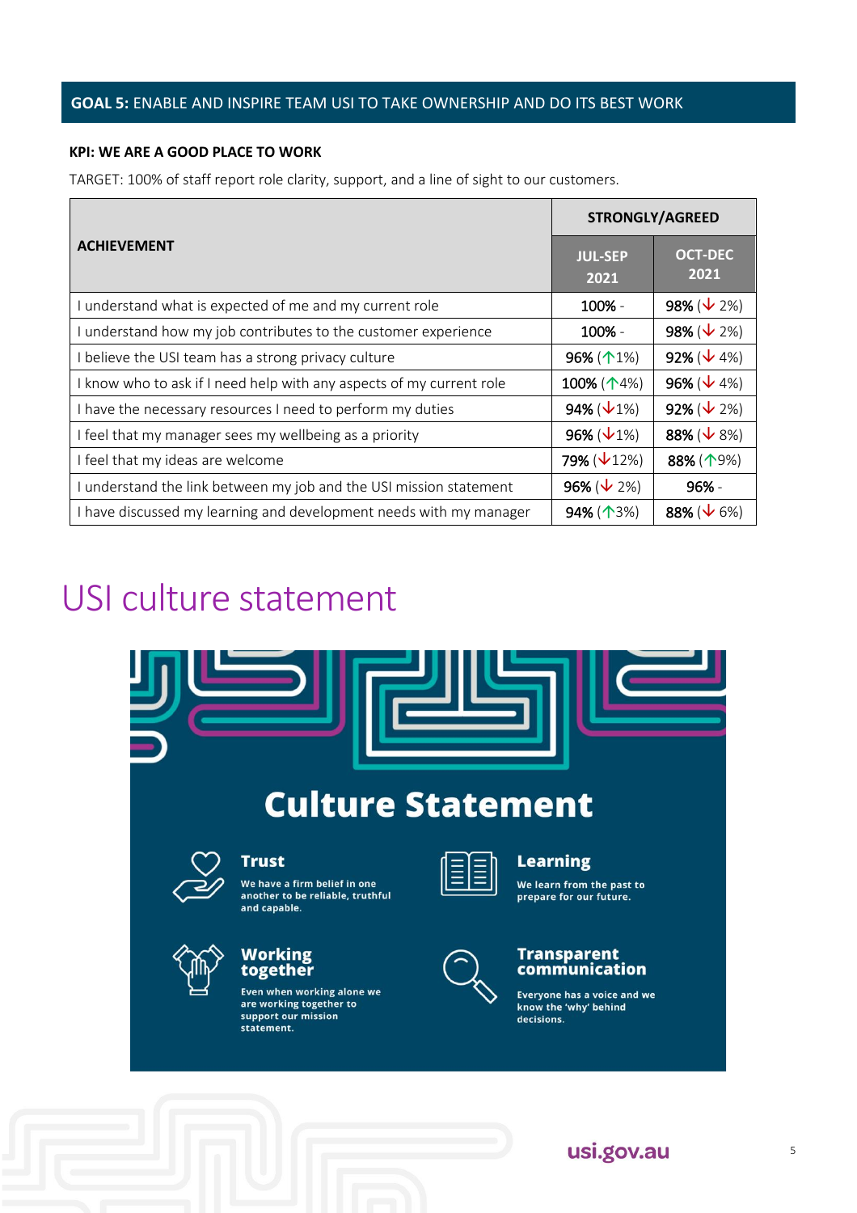## GOAL 5: ENABLE AND INSPIRE TEAM USI TO TAKE OWNERSHIP AND DO ITS BEST WORK

**KPI: WE ARE A GOOD PLACE TO WORK**

TARGET: 100% of staff report role clarity, support, and a line of sight to our customers.

| ACHIEVEMENT | STRONGLY/AGREED | |
|---|---|---|
| | JUL-SEP 2021 | OCT-DEC 2021 |
| I understand what is expected of me and my current role | 100% - | 98% (↓ 2%) |
| I understand how my job contributes to the customer experience | 100% - | 98% (↓ 2%) |
| I believe the USI team has a strong privacy culture | 96% (↑1%) | 92% (↓ 4%) |
| I know who to ask if I need help with any aspects of my current role | 100% (↑4%) | 96% (↓ 4%) |
| I have the necessary resources I need to perform my duties | 94% (↓1%) | 92% (↓ 2%) |
| I feel that my manager sees my wellbeing as a priority | 96% (↓1%) | 88% (↓ 8%) |
| I feel that my ideas are welcome | 79% (↓12%) | 88% (↑9%) |
| I understand the link between my job and the USI mission statement | 96% (↓ 2%) | 96% - |
| I have discussed my learning and development needs with my manager | 94% (↑3%) | 88% (↓ 6%) |

# USI culture statement

## Culture Statement

**Trust**
We have a firm belief in one another to be reliable, truthful and capable.

**Learning**
We learn from the past to prepare for our future.

**Working together**
Even when working alone we are working together to support our mission statement.

**Transparent communication**
Everyone has a voice and we know the 'why' behind decisions.

usi.gov.au